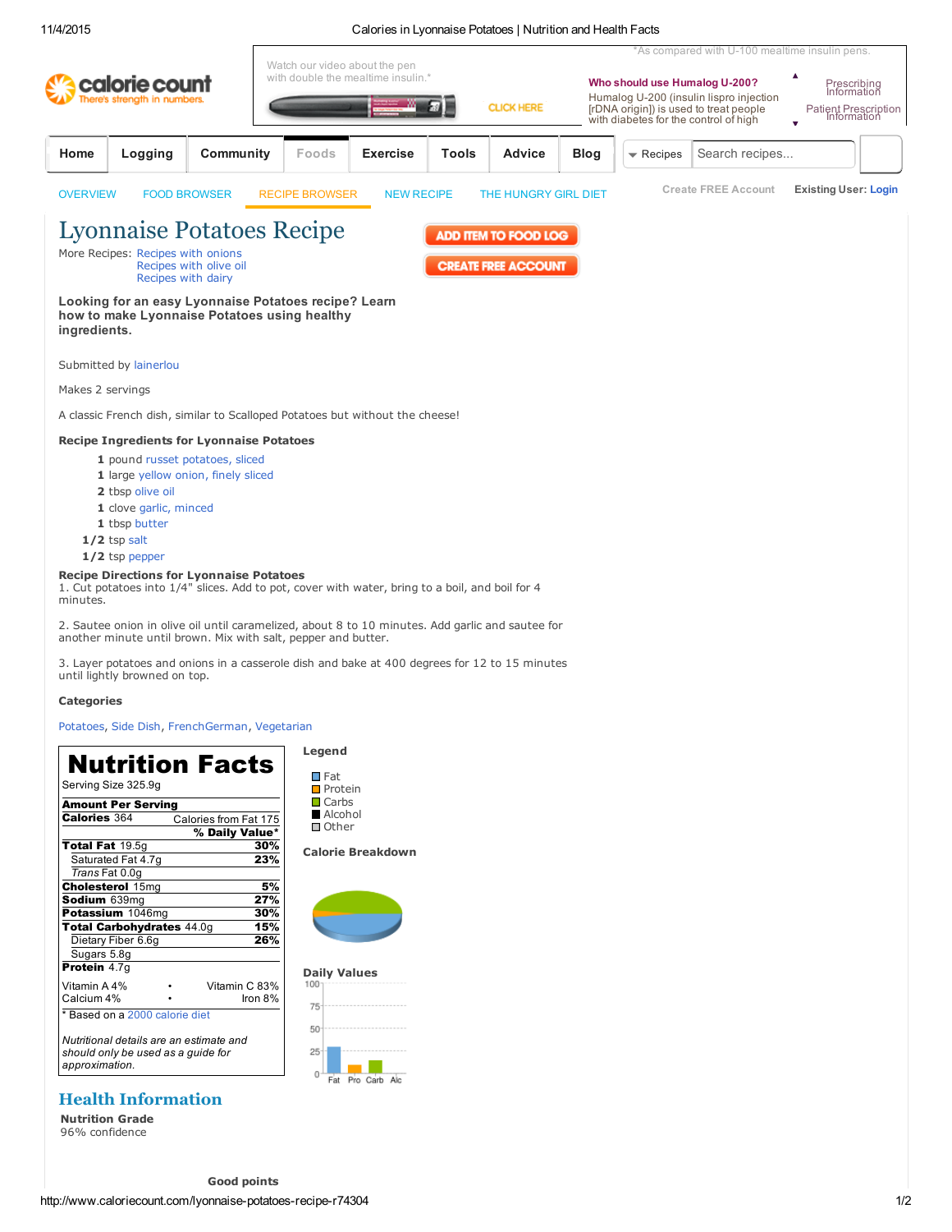# Lyonnaise Potatoes Recipe

More Recipes: Recipes with onions
Recipes with olive oil
Recipes with dairy

**Looking for an easy Lyonnaise Potatoes recipe? Learn how to make Lyonnaise Potatoes using healthy ingredients.**

Submitted by lainerlou

Makes 2 servings

A classic French dish, similar to Scalloped Potatoes but without the cheese!

### Recipe Ingredients for Lyonnaise Potatoes

- **1** pound russet potatoes, sliced
- **1** large yellow onion, finely sliced
- **2** tbsp olive oil
- **1** clove garlic, minced
- **1** tbsp butter
- **1/2** tsp salt
- **1/2** tsp pepper

### Recipe Directions for Lyonnaise Potatoes

1. Cut potatoes into 1/4" slices. Add to pot, cover with water, bring to a boil, and boil for 4 minutes.

2. Saute onion in olive oil until caramelized, about 8 to 10 minutes. Add garlic and sautee for another minute until brown. Mix with salt, pepper and butter.

3. Layer potatoes and onions in a casserole dish and bake at 400 degrees for 12 to 15 minutes until lightly browned on top.

### Categories

Potatoes, Side Dish, FrenchGerman, Vegetarian

## Nutrition Facts

Serving Size 325.9g

| Amount Per Serving | |
|---|---|
| **Calories** 364 | Calories from Fat 175 |
| | **% Daily Value*** |
| **Total Fat** 19.5g | **30%** |
| Saturated Fat 4.7g | **23%** |
| *Trans* Fat 0.0g | |
| **Cholesterol** 15mg | **5%** |
| **Sodium** 639mg | **27%** |
| **Potassium** 1046mg | **30%** |
| **Total Carbohydrates** 44.0g | **15%** |
| Dietary Fiber 6.6g | **26%** |
| Sugars 5.8g | |
| **Protein** 4.7g | |

| | |
|---|---|
| Vitamin A 4% | Vitamin C 83% |
| Calcium 4% | Iron 8% |

\* Based on a 2000 calorie diet

*Nutritional details are an estimate and should only be used as a guide for approximation.*

**Legend**

- Fat
- Protein
- Carbs
- Alcohol
- Other

**Calorie Breakdown**

**Daily Values**

## Health Information

**Nutrition Grade**

96% confidence

**Good points**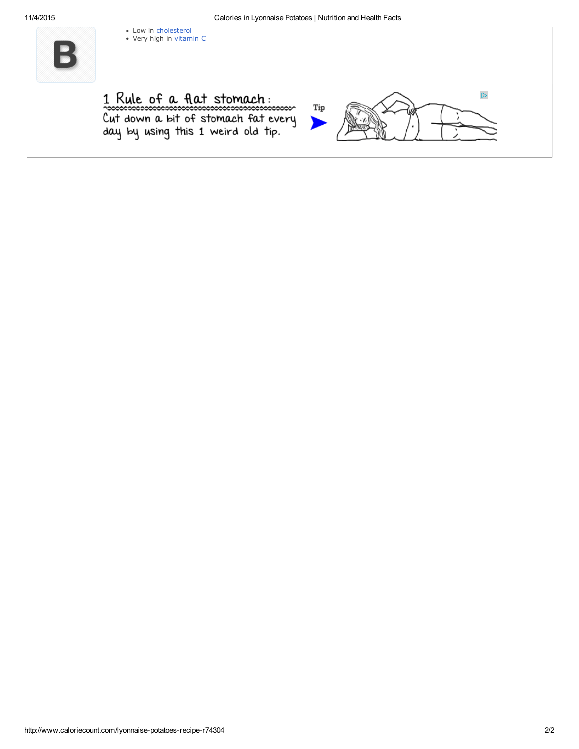B

- Low in cholesterol
- Very high in vitamin C

1 Rule of a flat stomach:

Cut down a bit of stomach fat every day by using this 1 weird old tip.

Tip